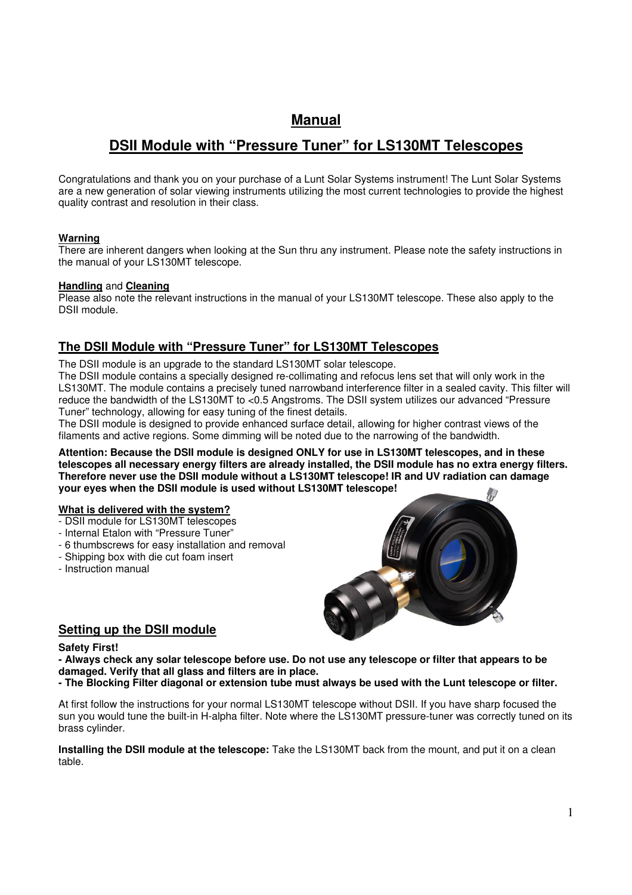# Manual

# DSII Module with "Pressure Tuner" for LS130MT Telescopes

Congratulations and thank you on your purchase of a Lunt Solar Systems instrument! The Lunt Solar Systems are a new generation of solar viewing instruments utilizing the most current technologies to provide the highest quality contrast and resolution in their class.

**Warning**
There are inherent dangers when looking at the Sun thru any instrument. Please note the safety instructions in the manual of your LS130MT telescope.

**Handling** and **Cleaning**
Please also note the relevant instructions in the manual of your LS130MT telescope. These also apply to the DSII module.

## The DSII Module with "Pressure Tuner" for LS130MT Telescopes

The DSII module is an upgrade to the standard LS130MT solar telescope.
The DSII module contains a specially designed re-collimating and refocus lens set that will only work in the LS130MT. The module contains a precisely tuned narrowband interference filter in a sealed cavity. This filter will reduce the bandwidth of the LS130MT to <0.5 Angstroms. The DSII system utilizes our advanced "Pressure Tuner" technology, allowing for easy tuning of the finest details.
The DSII module is designed to provide enhanced surface detail, allowing for higher contrast views of the filaments and active regions. Some dimming will be noted due to the narrowing of the bandwidth.

**Attention: Because the DSII module is designed ONLY for use in LS130MT telescopes, and in these telescopes all necessary energy filters are already installed, the DSII module has no extra energy filters. Therefore never use the DSII module without a LS130MT telescope! IR and UV radiation can damage your eyes when the DSII module is used without LS130MT telescope!**

**What is delivered with the system?**
- DSII module for LS130MT telescopes
- Internal Etalon with "Pressure Tuner"
- 6 thumbscrews for easy installation and removal
- Shipping box with die cut foam insert
- Instruction manual

## Setting up the DSII module

**Safety First!**
**- Always check any solar telescope before use. Do not use any telescope or filter that appears to be damaged. Verify that all glass and filters are in place.**
**- The Blocking Filter diagonal or extension tube must always be used with the Lunt telescope or filter.**

At first follow the instructions for your normal LS130MT telescope without DSII. If you have sharp focused the sun you would tune the built-in H-alpha filter. Note where the LS130MT pressure-tuner was correctly tuned on its brass cylinder.

**Installing the DSII module at the telescope:** Take the LS130MT back from the mount, and put it on a clean table.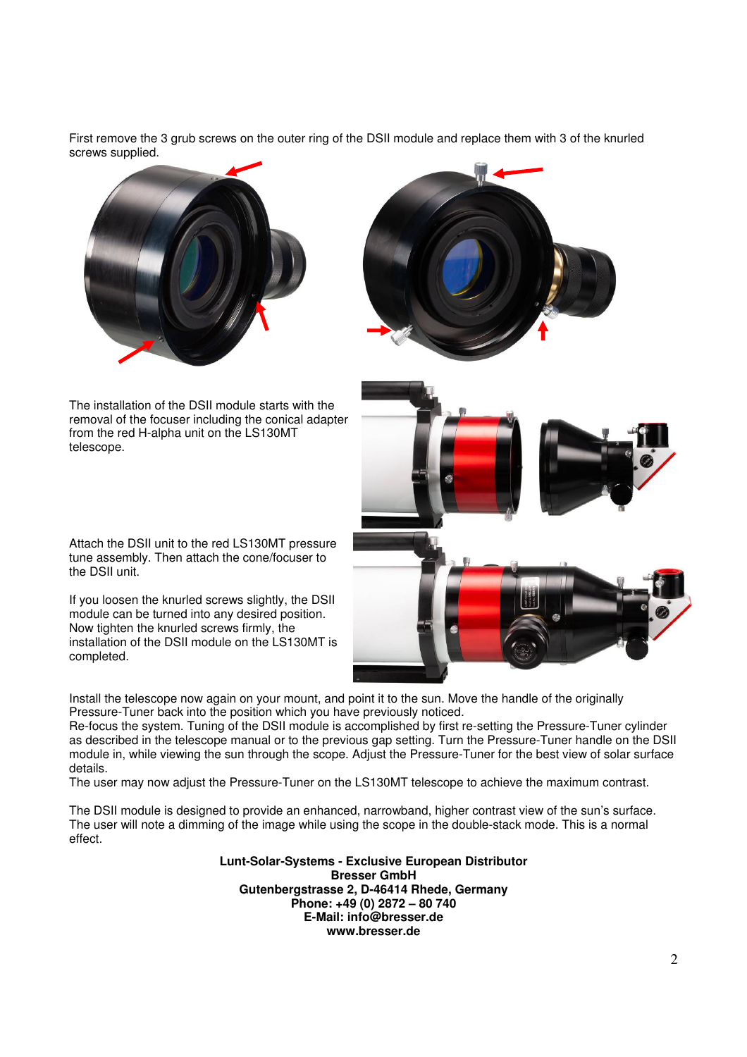First remove the 3 grub screws on the outer ring of the DSII module and replace them with 3 of the knurled screws supplied.

The installation of the DSII module starts with the removal of the focuser including the conical adapter from the red H-alpha unit on the LS130MT telescope.

Attach the DSII unit to the red LS130MT pressure tune assembly. Then attach the cone/focuser to the DSII unit.

If you loosen the knurled screws slightly, the DSII module can be turned into any desired position. Now tighten the knurled screws firmly, the installation of the DSII module on the LS130MT is completed.

Install the telescope now again on your mount, and point it to the sun. Move the handle of the originally Pressure-Tuner back into the position which you have previously noticed.
Re-focus the system. Tuning of the DSII module is accomplished by first re-setting the Pressure-Tuner cylinder as described in the telescope manual or to the previous gap setting. Turn the Pressure-Tuner handle on the DSII module in, while viewing the sun through the scope. Adjust the Pressure-Tuner for the best view of solar surface details.
The user may now adjust the Pressure-Tuner on the LS130MT telescope to achieve the maximum contrast.

The DSII module is designed to provide an enhanced, narrowband, higher contrast view of the sun's surface. The user will note a dimming of the image while using the scope in the double-stack mode. This is a normal effect.

**Lunt-Solar-Systems - Exclusive European Distributor**
**Bresser GmbH**
**Gutenbergstrasse 2, D-46414 Rhede, Germany**
**Phone: +49 (0) 2872 – 80 740**
**E-Mail: info@bresser.de**
**www.bresser.de**